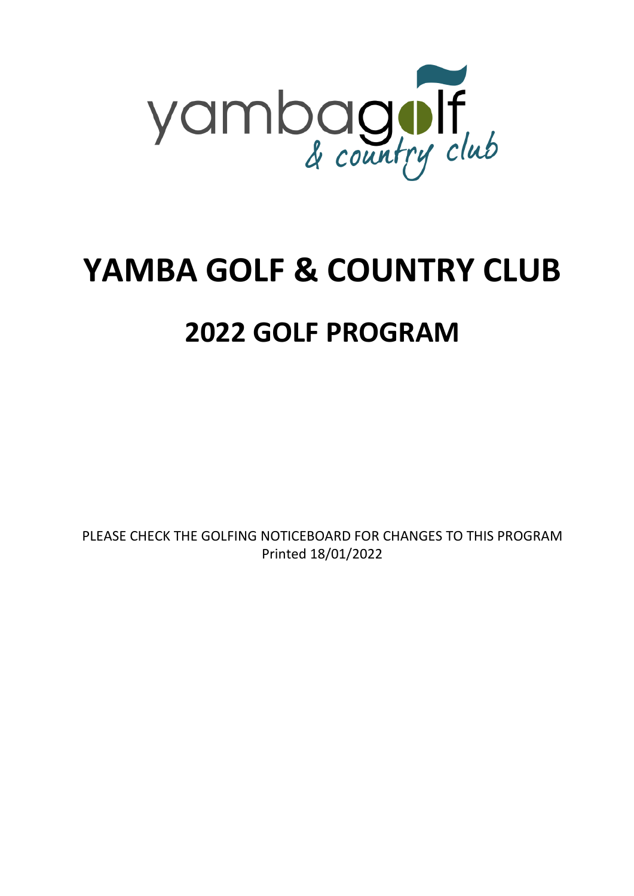# YAMBA GOLF & COUNTRY CLUB

## 2022 GOLF PROGRAM

PLEASE CHECK THE GOLFING NOTICEBOARD FOR CHANGES TO THIS PROGRAM
Printed 18/01/2022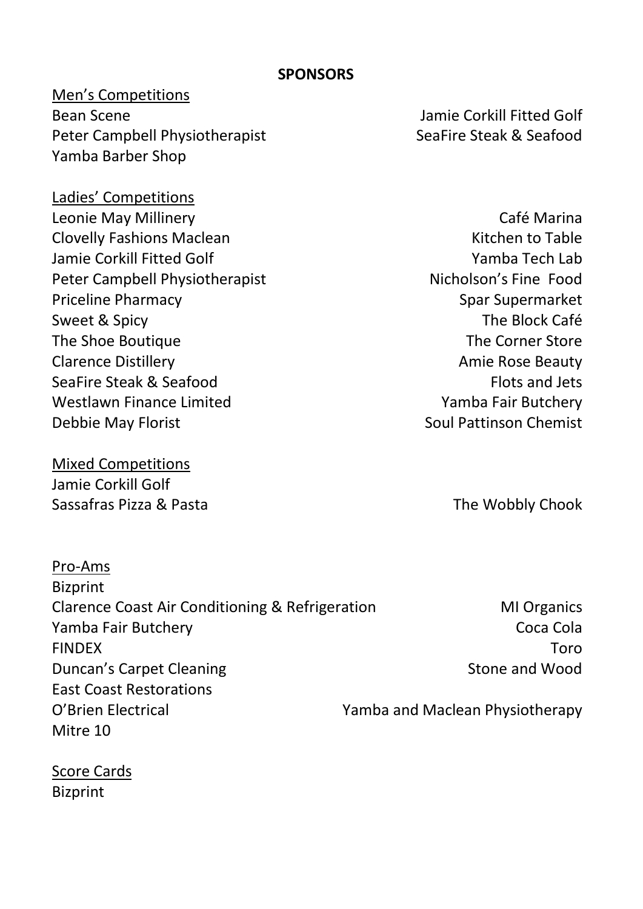**SPONSORS**

Men's Competitions

Bean Scene
Peter Campbell Physiotherapist
Yamba Barber Shop
Jamie Corkill Fitted Golf
SeaFire Steak & Seafood

Ladies' Competitions

Leonie May Millinery
Clovelly Fashions Maclean
Jamie Corkill Fitted Golf
Peter Campbell Physiotherapist
Priceline Pharmacy
Sweet & Spicy
The Shoe Boutique
Clarence Distillery
SeaFire Steak & Seafood
Westlawn Finance Limited
Debbie May Florist
Café Marina
Kitchen to Table
Yamba Tech Lab
Nicholson's Fine Food
Spar Supermarket
The Block Café
The Corner Store
Amie Rose Beauty
Flots and Jets
Yamba Fair Butchery
Soul Pattinson Chemist

Mixed Competitions

Jamie Corkill Golf
Sassafras Pizza & Pasta
The Wobbly Chook

Pro-Ams

Bizprint
Clarence Coast Air Conditioning & Refrigeration
Yamba Fair Butchery
FINDEX
Duncan's Carpet Cleaning
East Coast Restorations
O'Brien Electrical
Mitre 10
MI Organics
Coca Cola
Toro
Stone and Wood
Yamba and Maclean Physiotherapy

Score Cards

Bizprint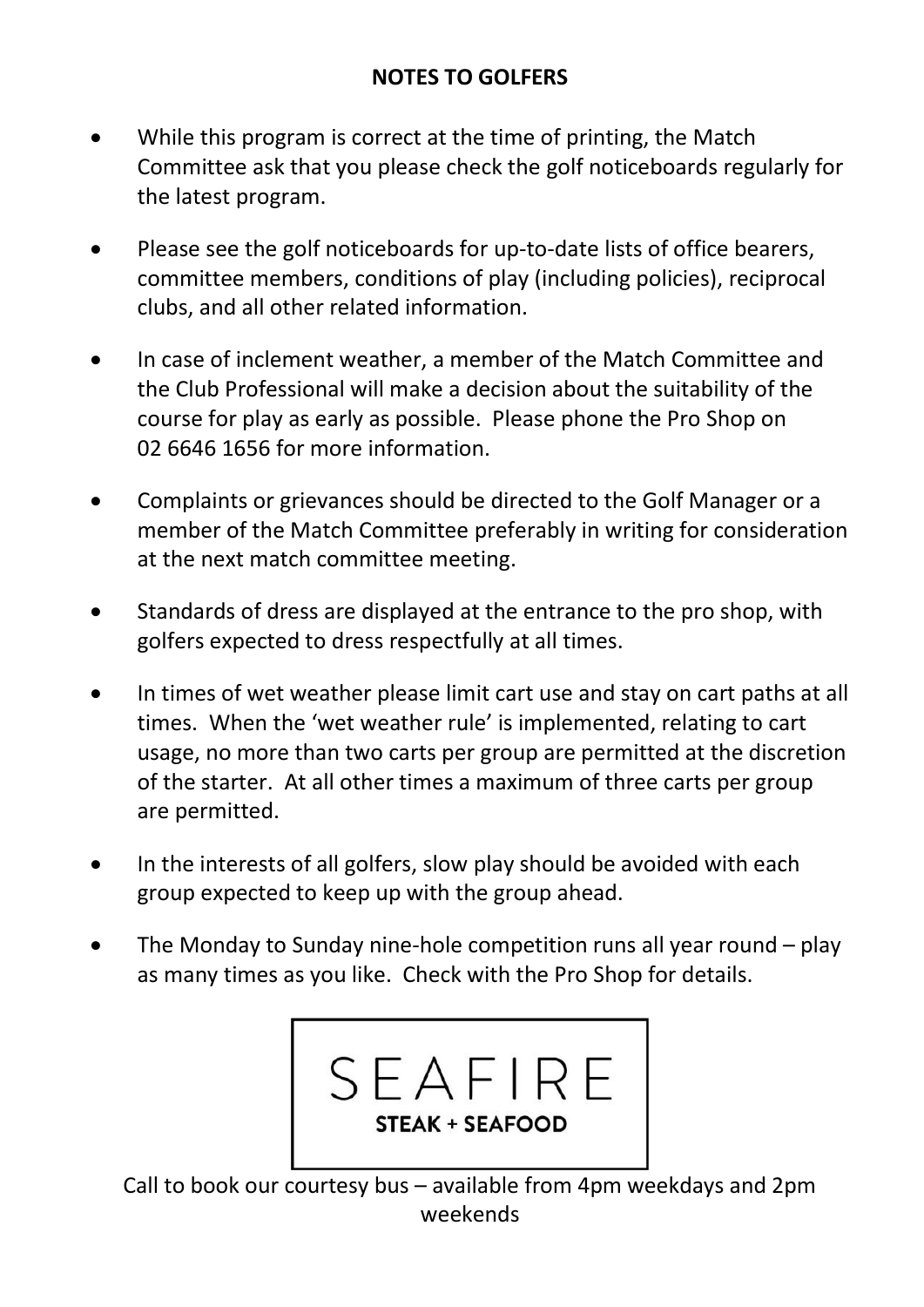## NOTES TO GOLFERS

- While this program is correct at the time of printing, the Match Committee ask that you please check the golf noticeboards regularly for the latest program.
- Please see the golf noticeboards for up-to-date lists of office bearers, committee members, conditions of play (including policies), reciprocal clubs, and all other related information.
- In case of inclement weather, a member of the Match Committee and the Club Professional will make a decision about the suitability of the course for play as early as possible. Please phone the Pro Shop on 02 6646 1656 for more information.
- Complaints or grievances should be directed to the Golf Manager or a member of the Match Committee preferably in writing for consideration at the next match committee meeting.
- Standards of dress are displayed at the entrance to the pro shop, with golfers expected to dress respectfully at all times.
- In times of wet weather please limit cart use and stay on cart paths at all times. When the 'wet weather rule' is implemented, relating to cart usage, no more than two carts per group are permitted at the discretion of the starter. At all other times a maximum of three carts per group are permitted.
- In the interests of all golfers, slow play should be avoided with each group expected to keep up with the group ahead.
- The Monday to Sunday nine-hole competition runs all year round – play as many times as you like. Check with the Pro Shop for details.

SEAFIRE

**STEAK + SEAFOOD**

Call to book our courtesy bus – available from 4pm weekdays and 2pm weekends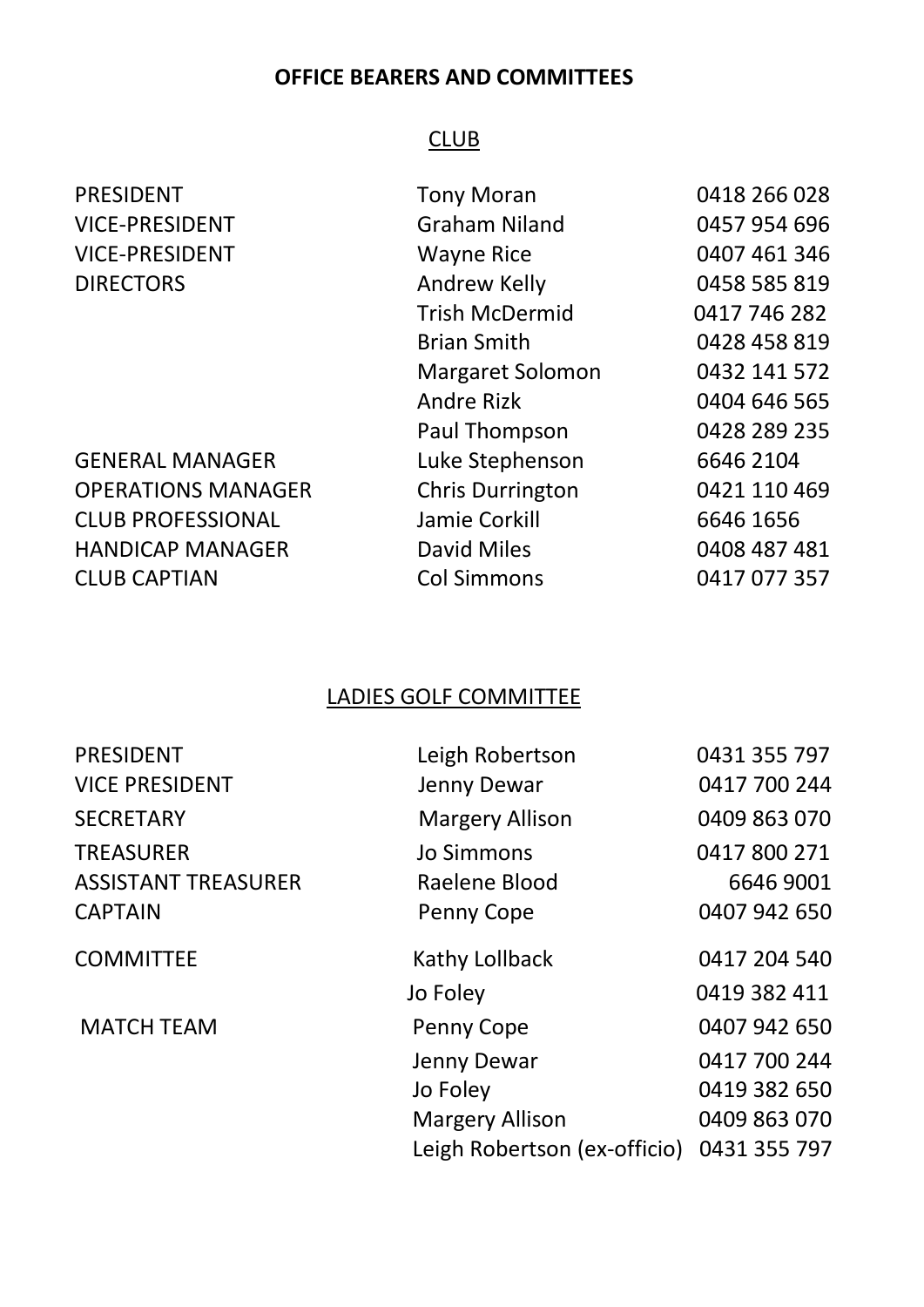# OFFICE BEARERS AND COMMITTEES

## CLUB

| | | |
|---|---|---|
| PRESIDENT | Tony Moran | 0418 266 028 |
| VICE-PRESIDENT | Graham Niland | 0457 954 696 |
| VICE-PRESIDENT | Wayne Rice | 0407 461 346 |
| DIRECTORS | Andrew Kelly | 0458 585 819 |
| | Trish McDermid | 0417 746 282 |
| | Brian Smith | 0428 458 819 |
| | Margaret Solomon | 0432 141 572 |
| | Andre Rizk | 0404 646 565 |
| | Paul Thompson | 0428 289 235 |
| GENERAL MANAGER | Luke Stephenson | 6646 2104 |
| OPERATIONS MANAGER | Chris Durrington | 0421 110 469 |
| CLUB PROFESSIONAL | Jamie Corkill | 6646 1656 |
| HANDICAP MANAGER | David Miles | 0408 487 481 |
| CLUB CAPTIAN | Col Simmons | 0417 077 357 |

## LADIES GOLF COMMITTEE

| | | |
|---|---|---|
| PRESIDENT | Leigh Robertson | 0431 355 797 |
| VICE PRESIDENT | Jenny Dewar | 0417 700 244 |
| SECRETARY | Margery Allison | 0409 863 070 |
| TREASURER | Jo Simmons | 0417 800 271 |
| ASSISTANT TREASURER | Raelene Blood | 6646 9001 |
| CAPTAIN | Penny Cope | 0407 942 650 |
| COMMITTEE | Kathy Lollback | 0417 204 540 |
| | Jo Foley | 0419 382 411 |
| MATCH TEAM | Penny Cope | 0407 942 650 |
| | Jenny Dewar | 0417 700 244 |
| | Jo Foley | 0419 382 650 |
| | Margery Allison | 0409 863 070 |
| | Leigh Robertson (ex-officio) | 0431 355 797 |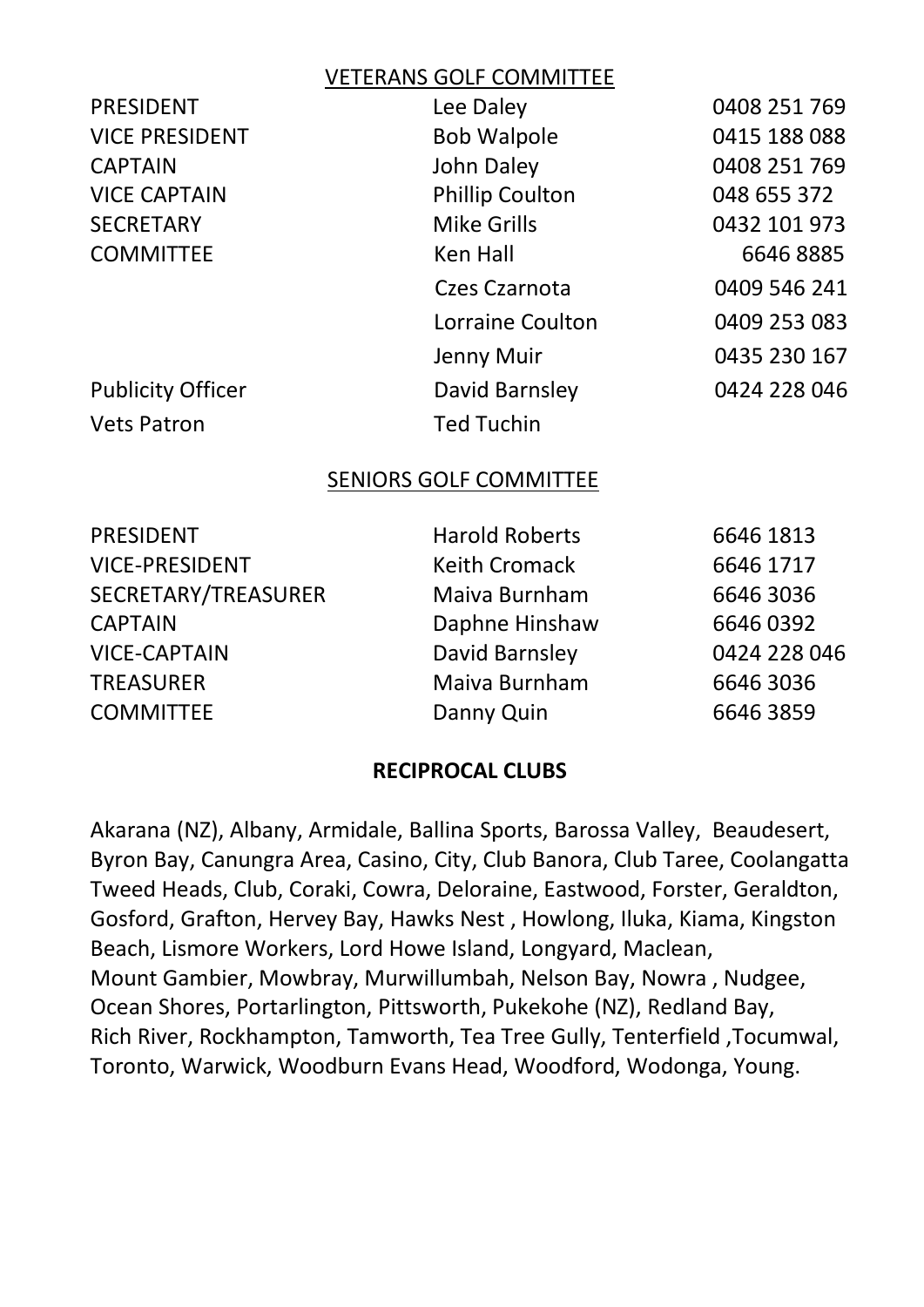## VETERANS GOLF COMMITTEE

| | | |
|---|---|---|
| PRESIDENT | Lee Daley | 0408 251 769 |
| VICE PRESIDENT | Bob Walpole | 0415 188 088 |
| CAPTAIN | John Daley | 0408 251 769 |
| VICE CAPTAIN | Phillip Coulton | 048 655 372 |
| SECRETARY | Mike Grills | 0432 101 973 |
| COMMITTEE | Ken Hall | 6646 8885 |
| | Czes Czarnota | 0409 546 241 |
| | Lorraine Coulton | 0409 253 083 |
| | Jenny Muir | 0435 230 167 |
| Publicity Officer | David Barnsley | 0424 228 046 |
| Vets Patron | Ted Tuchin | |

## SENIORS GOLF COMMITTEE

| | | |
|---|---|---|
| PRESIDENT | Harold Roberts | 6646 1813 |
| VICE-PRESIDENT | Keith Cromack | 6646 1717 |
| SECRETARY/TREASURER | Maiva Burnham | 6646 3036 |
| CAPTAIN | Daphne Hinshaw | 6646 0392 |
| VICE-CAPTAIN | David Barnsley | 0424 228 046 |
| TREASURER | Maiva Burnham | 6646 3036 |
| COMMITTEE | Danny Quin | 6646 3859 |

## RECIPROCAL CLUBS

Akarana (NZ), Albany, Armidale, Ballina Sports, Barossa Valley, Beaudesert, Byron Bay, Canungra Area, Casino, City, Club Banora, Club Taree, Coolangatta Tweed Heads, Club, Coraki, Cowra, Deloraine, Eastwood, Forster, Geraldton, Gosford, Grafton, Hervey Bay, Hawks Nest , Howlong, Iluka, Kiama, Kingston Beach, Lismore Workers, Lord Howe Island, Longyard, Maclean, Mount Gambier, Mowbray, Murwillumbah, Nelson Bay, Nowra , Nudgee, Ocean Shores, Portarlington, Pittsworth, Pukekohe (NZ), Redland Bay, Rich River, Rockhampton, Tamworth, Tea Tree Gully, Tenterfield ,Tocumwal, Toronto, Warwick, Woodburn Evans Head, Woodford, Wodonga, Young.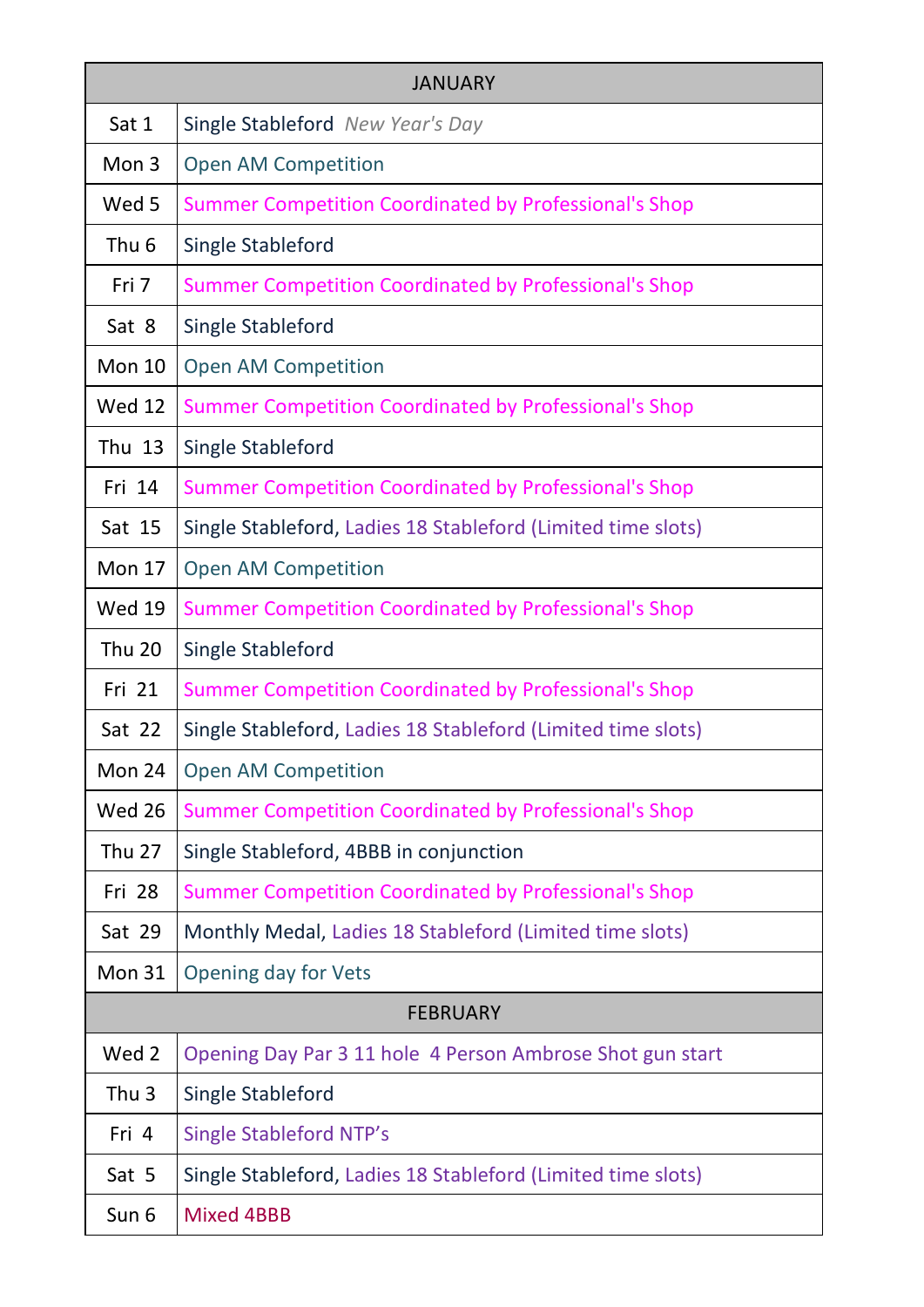| JANUARY | |
|---|---|
| Sat 1 | Single Stableford *New Year's Day* |
| Mon 3 | Open AM Competition |
| Wed 5 | Summer Competition Coordinated by Professional's Shop |
| Thu 6 | Single Stableford |
| Fri 7 | Summer Competition Coordinated by Professional's Shop |
| Sat 8 | Single Stableford |
| Mon 10 | Open AM Competition |
| Wed 12 | Summer Competition Coordinated by Professional's Shop |
| Thu 13 | Single Stableford |
| Fri 14 | Summer Competition Coordinated by Professional's Shop |
| Sat 15 | Single Stableford, Ladies 18 Stableford (Limited time slots) |
| Mon 17 | Open AM Competition |
| Wed 19 | Summer Competition Coordinated by Professional's Shop |
| Thu 20 | Single Stableford |
| Fri 21 | Summer Competition Coordinated by Professional's Shop |
| Sat 22 | Single Stableford, Ladies 18 Stableford (Limited time slots) |
| Mon 24 | Open AM Competition |
| Wed 26 | Summer Competition Coordinated by Professional's Shop |
| Thu 27 | Single Stableford, 4BBB in conjunction |
| Fri 28 | Summer Competition Coordinated by Professional's Shop |
| Sat 29 | Monthly Medal, Ladies 18 Stableford (Limited time slots) |
| Mon 31 | Opening day for Vets |
| **FEBRUARY** | |
| Wed 2 | Opening Day Par 3 11 hole 4 Person Ambrose Shot gun start |
| Thu 3 | Single Stableford |
| Fri 4 | Single Stableford NTP's |
| Sat 5 | Single Stableford, Ladies 18 Stableford (Limited time slots) |
| Sun 6 | Mixed 4BBB |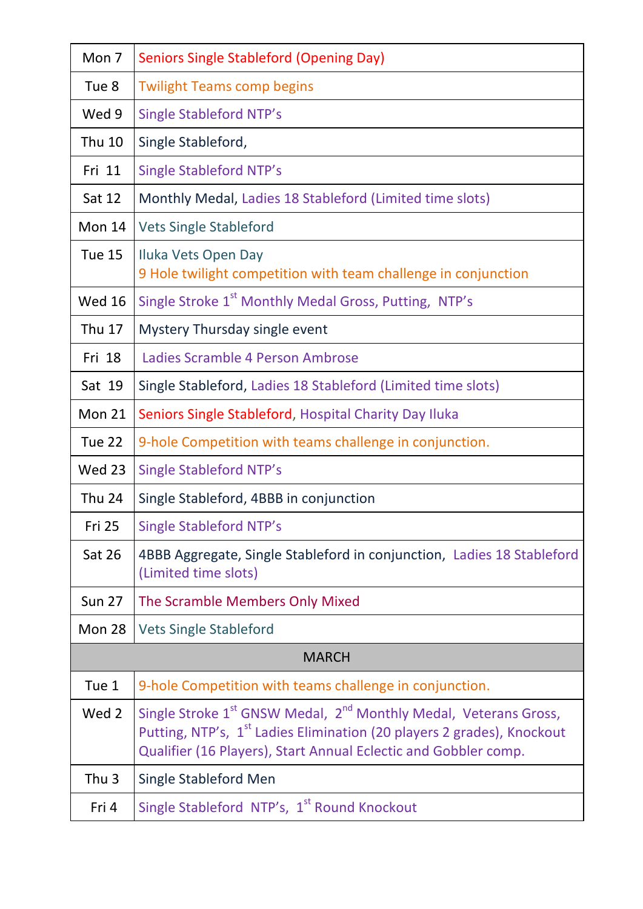| | |
|---|---|
| Mon 7 | Seniors Single Stableford (Opening Day) |
| Tue 8 | Twilight Teams comp begins |
| Wed 9 | Single Stableford NTP's |
| Thu 10 | Single Stableford, |
| Fri 11 | Single Stableford NTP's |
| Sat 12 | Monthly Medal, Ladies 18 Stableford (Limited time slots) |
| Mon 14 | Vets Single Stableford |
| Tue 15 | Iluka Vets Open Day<br>9 Hole twilight competition with team challenge in conjunction |
| Wed 16 | Single Stroke 1st Monthly Medal Gross, Putting, NTP's |
| Thu 17 | Mystery Thursday single event |
| Fri 18 | Ladies Scramble 4 Person Ambrose |
| Sat 19 | Single Stableford, Ladies 18 Stableford (Limited time slots) |
| Mon 21 | Seniors Single Stableford, Hospital Charity Day Iluka |
| Tue 22 | 9-hole Competition with teams challenge in conjunction. |
| Wed 23 | Single Stableford NTP's |
| Thu 24 | Single Stableford, 4BBB in conjunction |
| Fri 25 | Single Stableford NTP's |
| Sat 26 | 4BBB Aggregate, Single Stableford in conjunction, Ladies 18 Stableford (Limited time slots) |
| Sun 27 | The Scramble Members Only Mixed |
| Mon 28 | Vets Single Stableford |
| **MARCH** | |
| Tue 1 | 9-hole Competition with teams challenge in conjunction. |
| Wed 2 | Single Stroke 1st GNSW Medal, 2nd Monthly Medal, Veterans Gross, Putting, NTP's, 1st Ladies Elimination (20 players 2 grades), Knockout Qualifier (16 Players), Start Annual Eclectic and Gobbler comp. |
| Thu 3 | Single Stableford Men |
| Fri 4 | Single Stableford NTP's, 1st Round Knockout |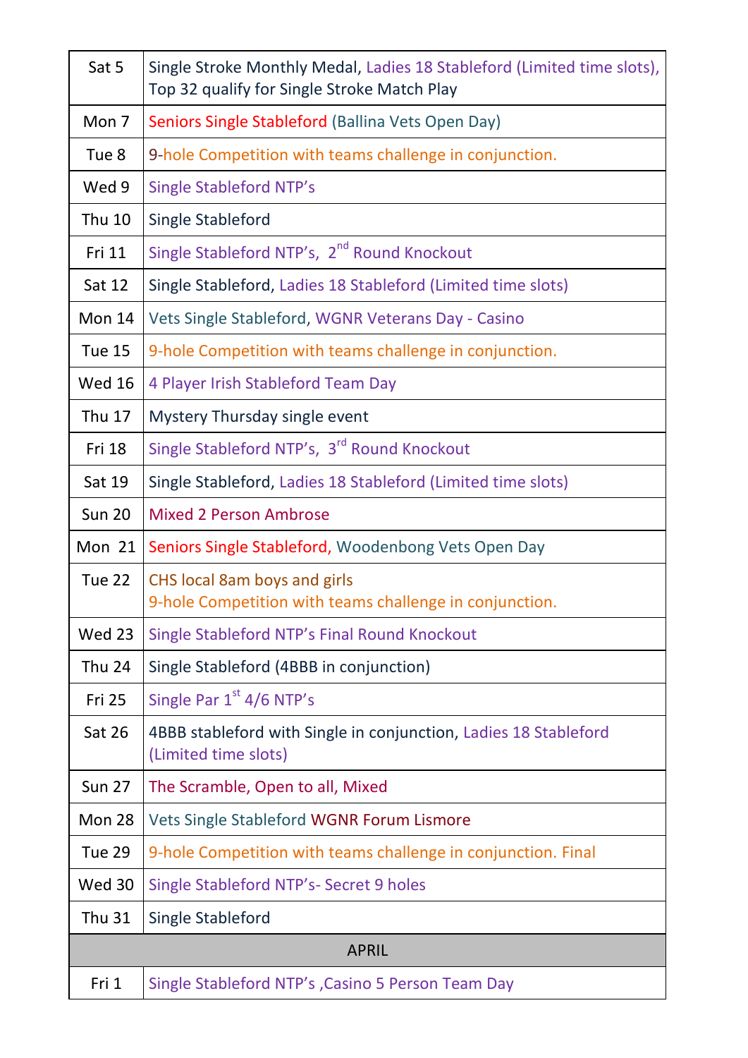| | |
|---|---|
| Sat 5 | Single Stroke Monthly Medal, Ladies 18 Stableford (Limited time slots), Top 32 qualify for Single Stroke Match Play |
| Mon 7 | Seniors Single Stableford (Ballina Vets Open Day) |
| Tue 8 | 9-hole Competition with teams challenge in conjunction. |
| Wed 9 | Single Stableford NTP's |
| Thu 10 | Single Stableford |
| Fri 11 | Single Stableford NTP's, 2nd Round Knockout |
| Sat 12 | Single Stableford, Ladies 18 Stableford (Limited time slots) |
| Mon 14 | Vets Single Stableford, WGNR Veterans Day - Casino |
| Tue 15 | 9-hole Competition with teams challenge in conjunction. |
| Wed 16 | 4 Player Irish Stableford Team Day |
| Thu 17 | Mystery Thursday single event |
| Fri 18 | Single Stableford NTP's, 3rd Round Knockout |
| Sat 19 | Single Stableford, Ladies 18 Stableford (Limited time slots) |
| Sun 20 | Mixed 2 Person Ambrose |
| Mon 21 | Seniors Single Stableford, Woodenbong Vets Open Day |
| Tue 22 | CHS local 8am boys and girls<br>9-hole Competition with teams challenge in conjunction. |
| Wed 23 | Single Stableford NTP's Final Round Knockout |
| Thu 24 | Single Stableford (4BBB in conjunction) |
| Fri 25 | Single Par 1st 4/6 NTP's |
| Sat 26 | 4BBB stableford with Single in conjunction, Ladies 18 Stableford (Limited time slots) |
| Sun 27 | The Scramble, Open to all, Mixed |
| Mon 28 | Vets Single Stableford WGNR Forum Lismore |
| Tue 29 | 9-hole Competition with teams challenge in conjunction. Final |
| Wed 30 | Single Stableford NTP's- Secret 9 holes |
| Thu 31 | Single Stableford |
| **APRIL** | |
| Fri 1 | Single Stableford NTP's ,Casino 5 Person Team Day |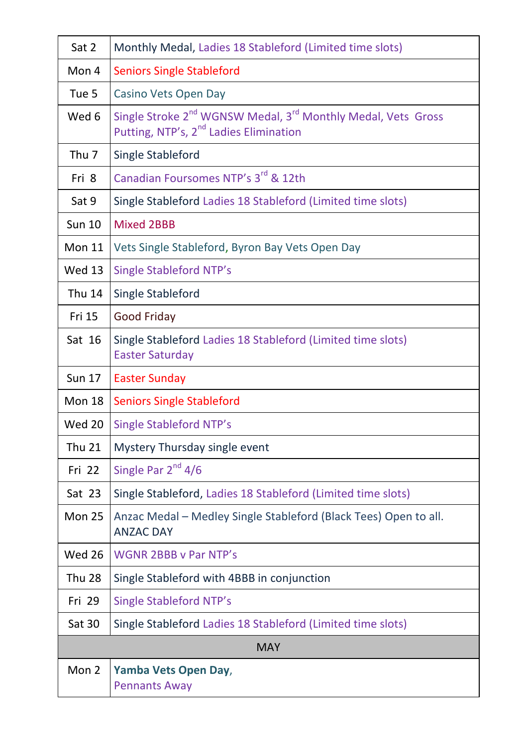| | |
|---|---|
| Sat 2 | Monthly Medal, Ladies 18 Stableford (Limited time slots) |
| Mon 4 | Seniors Single Stableford |
| Tue 5 | Casino Vets Open Day |
| Wed 6 | Single Stroke 2nd WGNSW Medal, 3rd Monthly Medal, Vets Gross Putting, NTP's, 2nd Ladies Elimination |
| Thu 7 | Single Stableford |
| Fri 8 | Canadian Foursomes NTP's 3rd & 12th |
| Sat 9 | Single Stableford Ladies 18 Stableford (Limited time slots) |
| Sun 10 | Mixed 2BBB |
| Mon 11 | Vets Single Stableford, Byron Bay Vets Open Day |
| Wed 13 | Single Stableford NTP's |
| Thu 14 | Single Stableford |
| Fri 15 | Good Friday |
| Sat 16 | Single Stableford Ladies 18 Stableford (Limited time slots) Easter Saturday |
| Sun 17 | Easter Sunday |
| Mon 18 | Seniors Single Stableford |
| Wed 20 | Single Stableford NTP's |
| Thu 21 | Mystery Thursday single event |
| Fri 22 | Single Par 2nd 4/6 |
| Sat 23 | Single Stableford, Ladies 18 Stableford (Limited time slots) |
| Mon 25 | Anzac Medal – Medley Single Stableford (Black Tees) Open to all. ANZAC DAY |
| Wed 26 | WGNR 2BBB v Par NTP's |
| Thu 28 | Single Stableford with 4BBB in conjunction |
| Fri 29 | Single Stableford NTP's |
| Sat 30 | Single Stableford Ladies 18 Stableford (Limited time slots) |
| **MAY** | |
| Mon 2 | **Yamba Vets Open Day**, Pennants Away |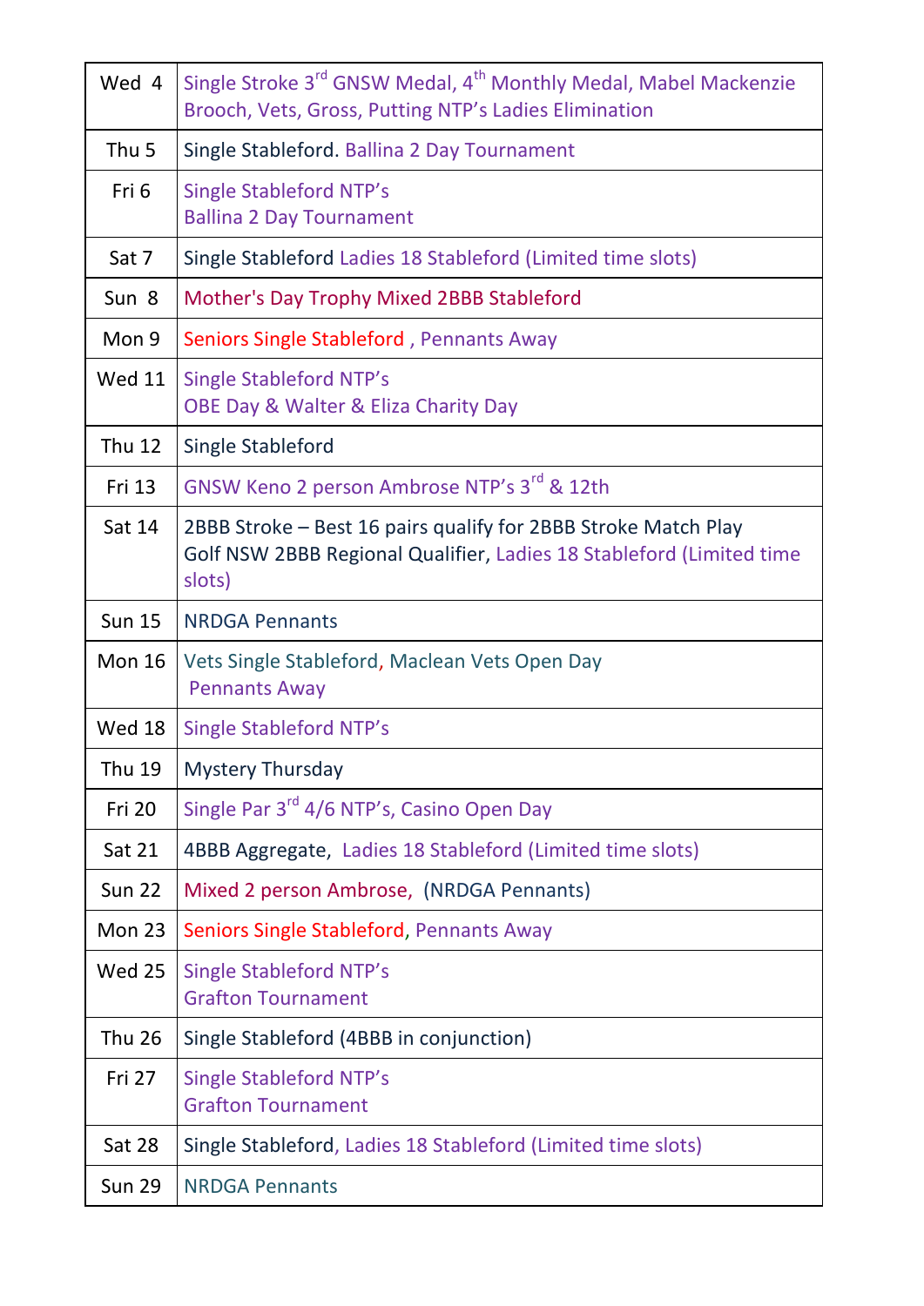| Wed 4 | Single Stroke 3rd GNSW Medal, 4th Monthly Medal, Mabel Mackenzie Brooch, Vets, Gross, Putting NTP's Ladies Elimination |
|---|---|
| Thu 5 | Single Stableford. Ballina 2 Day Tournament |
| Fri 6 | Single Stableford NTP's<br>Ballina 2 Day Tournament |
| Sat 7 | Single Stableford Ladies 18 Stableford (Limited time slots) |
| Sun 8 | Mother's Day Trophy Mixed 2BBB Stableford |
| Mon 9 | Seniors Single Stableford , Pennants Away |
| Wed 11 | Single Stableford NTP's<br>OBE Day & Walter & Eliza Charity Day |
| Thu 12 | Single Stableford |
| Fri 13 | GNSW Keno 2 person Ambrose NTP's 3rd & 12th |
| Sat 14 | 2BBB Stroke – Best 16 pairs qualify for 2BBB Stroke Match Play<br>Golf NSW 2BBB Regional Qualifier, Ladies 18 Stableford (Limited time slots) |
| Sun 15 | NRDGA Pennants |
| Mon 16 | Vets Single Stableford, Maclean Vets Open Day<br>Pennants Away |
| Wed 18 | Single Stableford NTP's |
| Thu 19 | Mystery Thursday |
| Fri 20 | Single Par 3rd 4/6 NTP's, Casino Open Day |
| Sat 21 | 4BBB Aggregate, Ladies 18 Stableford (Limited time slots) |
| Sun 22 | Mixed 2 person Ambrose, (NRDGA Pennants) |
| Mon 23 | Seniors Single Stableford, Pennants Away |
| Wed 25 | Single Stableford NTP's<br>Grafton Tournament |
| Thu 26 | Single Stableford (4BBB in conjunction) |
| Fri 27 | Single Stableford NTP's<br>Grafton Tournament |
| Sat 28 | Single Stableford, Ladies 18 Stableford (Limited time slots) |
| Sun 29 | NRDGA Pennants |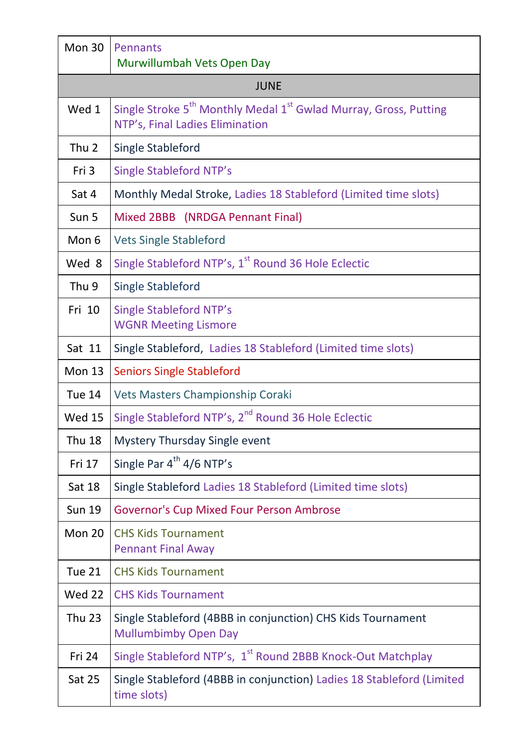| | |
|---|---|
| Mon 30 | Pennants<br>Murwillumbah Vets Open Day |
| JUNE | |
| Wed 1 | Single Stroke 5th Monthly Medal 1st Gwlad Murray, Gross, Putting NTP's, Final Ladies Elimination |
| Thu 2 | Single Stableford |
| Fri 3 | Single Stableford NTP's |
| Sat 4 | Monthly Medal Stroke, Ladies 18 Stableford (Limited time slots) |
| Sun 5 | Mixed 2BBB (NRDGA Pennant Final) |
| Mon 6 | Vets Single Stableford |
| Wed 8 | Single Stableford NTP's, 1st Round 36 Hole Eclectic |
| Thu 9 | Single Stableford |
| Fri 10 | Single Stableford NTP's<br>WGNR Meeting Lismore |
| Sat 11 | Single Stableford, Ladies 18 Stableford (Limited time slots) |
| Mon 13 | Seniors Single Stableford |
| Tue 14 | Vets Masters Championship Coraki |
| Wed 15 | Single Stableford NTP's, 2nd Round 36 Hole Eclectic |
| Thu 18 | Mystery Thursday Single event |
| Fri 17 | Single Par 4th 4/6 NTP's |
| Sat 18 | Single Stableford Ladies 18 Stableford (Limited time slots) |
| Sun 19 | Governor's Cup Mixed Four Person Ambrose |
| Mon 20 | CHS Kids Tournament<br>Pennant Final Away |
| Tue 21 | CHS Kids Tournament |
| Wed 22 | CHS Kids Tournament |
| Thu 23 | Single Stableford (4BBB in conjunction) CHS Kids Tournament<br>Mullumbimby Open Day |
| Fri 24 | Single Stableford NTP's, 1st Round 2BBB Knock-Out Matchplay |
| Sat 25 | Single Stableford (4BBB in conjunction) Ladies 18 Stableford (Limited time slots) |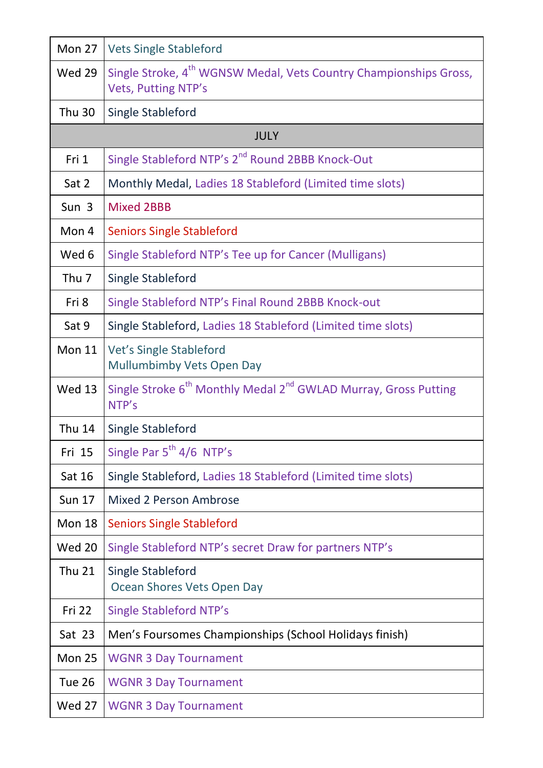| | |
|---|---|
| Mon 27 | Vets Single Stableford |
| Wed 29 | Single Stroke, 4th WGNSW Medal, Vets Country Championships Gross, Vets, Putting NTP's |
| Thu 30 | Single Stableford |
| **JULY** | |
| Fri 1 | Single Stableford NTP's 2nd Round 2BBB Knock-Out |
| Sat 2 | Monthly Medal, Ladies 18 Stableford (Limited time slots) |
| Sun 3 | Mixed 2BBB |
| Mon 4 | Seniors Single Stableford |
| Wed 6 | Single Stableford NTP's Tee up for Cancer (Mulligans) |
| Thu 7 | Single Stableford |
| Fri 8 | Single Stableford NTP's Final Round 2BBB Knock-out |
| Sat 9 | Single Stableford, Ladies 18 Stableford (Limited time slots) |
| Mon 11 | Vet's Single Stableford<br>Mullumbimby Vets Open Day |
| Wed 13 | Single Stroke 6th Monthly Medal 2nd GWLAD Murray, Gross Putting NTP's |
| Thu 14 | Single Stableford |
| Fri 15 | Single Par 5th 4/6 NTP's |
| Sat 16 | Single Stableford, Ladies 18 Stableford (Limited time slots) |
| Sun 17 | Mixed 2 Person Ambrose |
| Mon 18 | Seniors Single Stableford |
| Wed 20 | Single Stableford NTP's secret Draw for partners NTP's |
| Thu 21 | Single Stableford<br>Ocean Shores Vets Open Day |
| Fri 22 | Single Stableford NTP's |
| Sat 23 | Men's Foursomes Championships (School Holidays finish) |
| Mon 25 | WGNR 3 Day Tournament |
| Tue 26 | WGNR 3 Day Tournament |
| Wed 27 | WGNR 3 Day Tournament |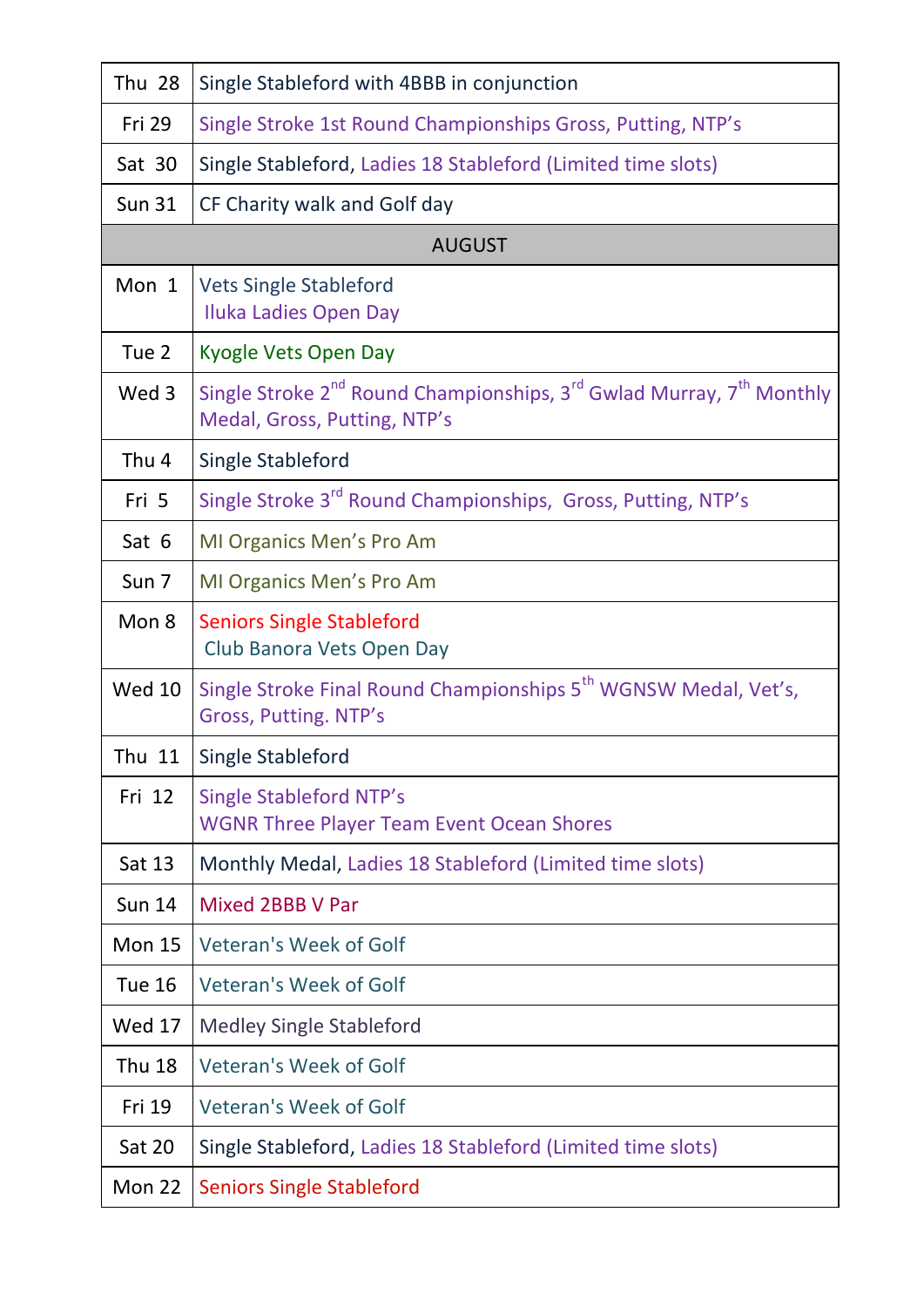| | |
|---|---|
| Thu 28 | Single Stableford with 4BBB in conjunction |
| Fri 29 | Single Stroke 1st Round Championships Gross, Putting, NTP's |
| Sat 30 | Single Stableford, Ladies 18 Stableford (Limited time slots) |
| Sun 31 | CF Charity walk and Golf day |
| **AUGUST** | |
| Mon 1 | Vets Single Stableford<br>Iluka Ladies Open Day |
| Tue 2 | Kyogle Vets Open Day |
| Wed 3 | Single Stroke 2nd Round Championships, 3rd Gwlad Murray, 7th Monthly Medal, Gross, Putting, NTP's |
| Thu 4 | Single Stableford |
| Fri 5 | Single Stroke 3rd Round Championships, Gross, Putting, NTP's |
| Sat 6 | MI Organics Men's Pro Am |
| Sun 7 | MI Organics Men's Pro Am |
| Mon 8 | Seniors Single Stableford<br>Club Banora Vets Open Day |
| Wed 10 | Single Stroke Final Round Championships 5th WGNSW Medal, Vet's, Gross, Putting. NTP's |
| Thu 11 | Single Stableford |
| Fri 12 | Single Stableford NTP's<br>WGNR Three Player Team Event Ocean Shores |
| Sat 13 | Monthly Medal, Ladies 18 Stableford (Limited time slots) |
| Sun 14 | Mixed 2BBB V Par |
| Mon 15 | Veteran's Week of Golf |
| Tue 16 | Veteran's Week of Golf |
| Wed 17 | Medley Single Stableford |
| Thu 18 | Veteran's Week of Golf |
| Fri 19 | Veteran's Week of Golf |
| Sat 20 | Single Stableford, Ladies 18 Stableford (Limited time slots) |
| Mon 22 | Seniors Single Stableford |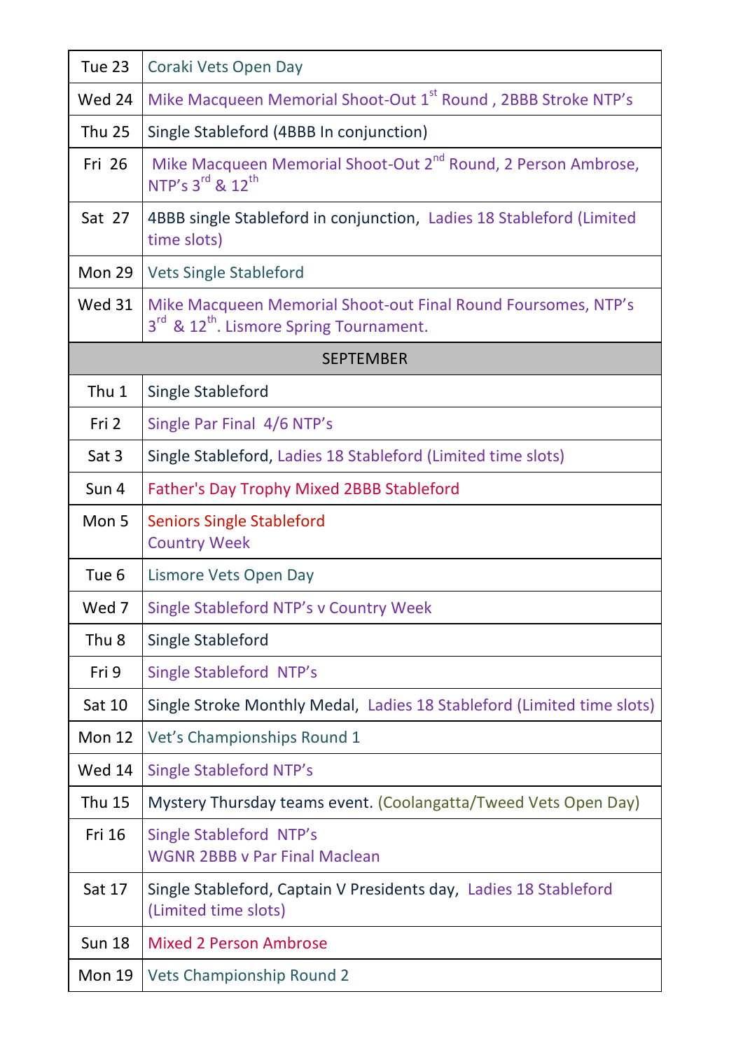| | |
|---|---|
| Tue 23 | Coraki Vets Open Day |
| Wed 24 | Mike Macqueen Memorial Shoot-Out 1st Round , 2BBB Stroke NTP's |
| Thu 25 | Single Stableford (4BBB In conjunction) |
| Fri 26 | Mike Macqueen Memorial Shoot-Out 2nd Round, 2 Person Ambrose, NTP's 3rd & 12th |
| Sat 27 | 4BBB single Stableford in conjunction, Ladies 18 Stableford (Limited time slots) |
| Mon 29 | Vets Single Stableford |
| Wed 31 | Mike Macqueen Memorial Shoot-out Final Round Foursomes, NTP's 3rd & 12th. Lismore Spring Tournament. |
| **SEPTEMBER** | |
| Thu 1 | Single Stableford |
| Fri 2 | Single Par Final 4/6 NTP's |
| Sat 3 | Single Stableford, Ladies 18 Stableford (Limited time slots) |
| Sun 4 | Father's Day Trophy Mixed 2BBB Stableford |
| Mon 5 | Seniors Single Stableford<br>Country Week |
| Tue 6 | Lismore Vets Open Day |
| Wed 7 | Single Stableford NTP's v Country Week |
| Thu 8 | Single Stableford |
| Fri 9 | Single Stableford NTP's |
| Sat 10 | Single Stroke Monthly Medal, Ladies 18 Stableford (Limited time slots) |
| Mon 12 | Vet's Championships Round 1 |
| Wed 14 | Single Stableford NTP's |
| Thu 15 | Mystery Thursday teams event. (Coolangatta/Tweed Vets Open Day) |
| Fri 16 | Single Stableford NTP's<br>WGNR 2BBB v Par Final Maclean |
| Sat 17 | Single Stableford, Captain V Presidents day, Ladies 18 Stableford (Limited time slots) |
| Sun 18 | Mixed 2 Person Ambrose |
| Mon 19 | Vets Championship Round 2 |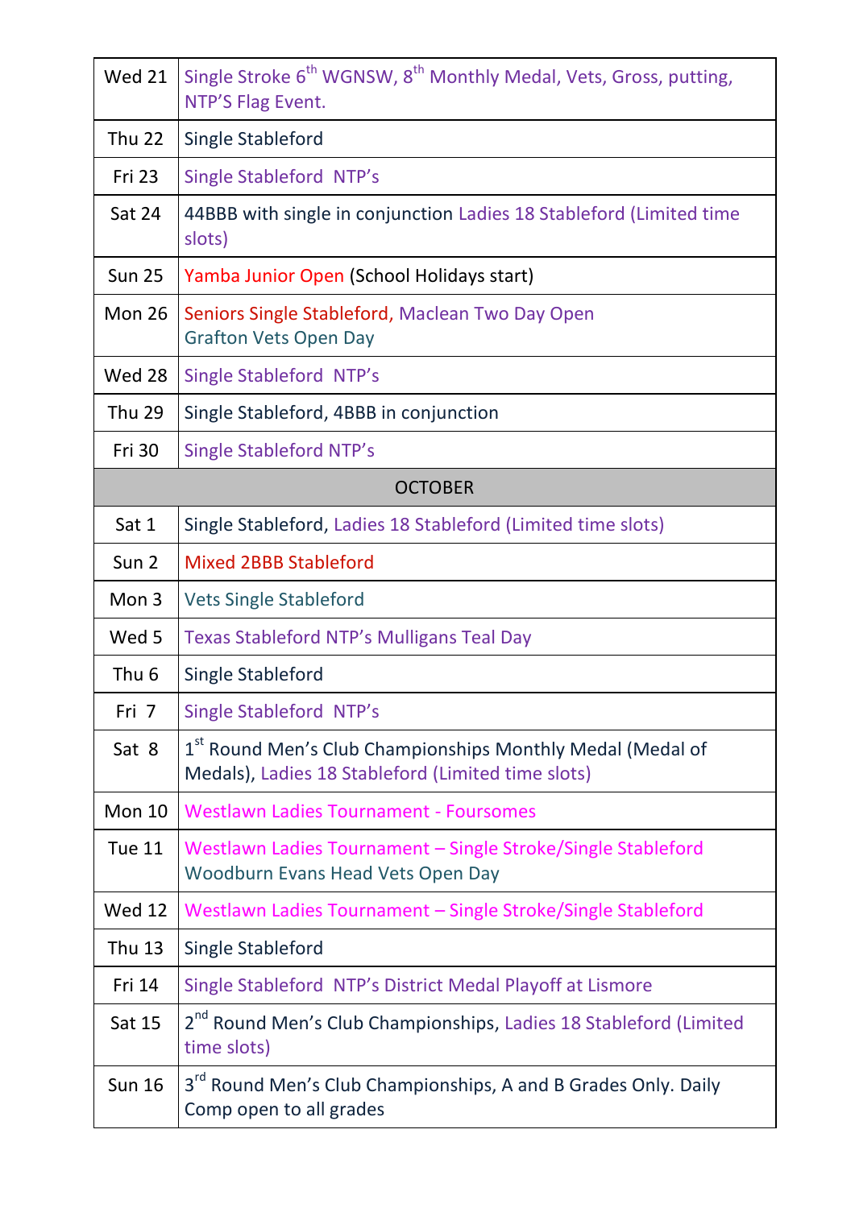| | |
|---|---|
| Wed 21 | Single Stroke 6th WGNSW, 8th Monthly Medal, Vets, Gross, putting, NTP'S Flag Event. |
| Thu 22 | Single Stableford |
| Fri 23 | Single Stableford NTP's |
| Sat 24 | 44BBB with single in conjunction Ladies 18 Stableford (Limited time slots) |
| Sun 25 | Yamba Junior Open (School Holidays start) |
| Mon 26 | Seniors Single Stableford, Maclean Two Day Open<br>Grafton Vets Open Day |
| Wed 28 | Single Stableford NTP's |
| Thu 29 | Single Stableford, 4BBB in conjunction |
| Fri 30 | Single Stableford NTP's |
| **OCTOBER** | |
| Sat 1 | Single Stableford, Ladies 18 Stableford (Limited time slots) |
| Sun 2 | Mixed 2BBB Stableford |
| Mon 3 | Vets Single Stableford |
| Wed 5 | Texas Stableford NTP's Mulligans Teal Day |
| Thu 6 | Single Stableford |
| Fri 7 | Single Stableford NTP's |
| Sat 8 | 1st Round Men's Club Championships Monthly Medal (Medal of Medals), Ladies 18 Stableford (Limited time slots) |
| Mon 10 | Westlawn Ladies Tournament - Foursomes |
| Tue 11 | Westlawn Ladies Tournament – Single Stroke/Single Stableford<br>Woodburn Evans Head Vets Open Day |
| Wed 12 | Westlawn Ladies Tournament – Single Stroke/Single Stableford |
| Thu 13 | Single Stableford |
| Fri 14 | Single Stableford NTP's District Medal Playoff at Lismore |
| Sat 15 | 2nd Round Men's Club Championships, Ladies 18 Stableford (Limited time slots) |
| Sun 16 | 3rd Round Men's Club Championships, A and B Grades Only. Daily Comp open to all grades |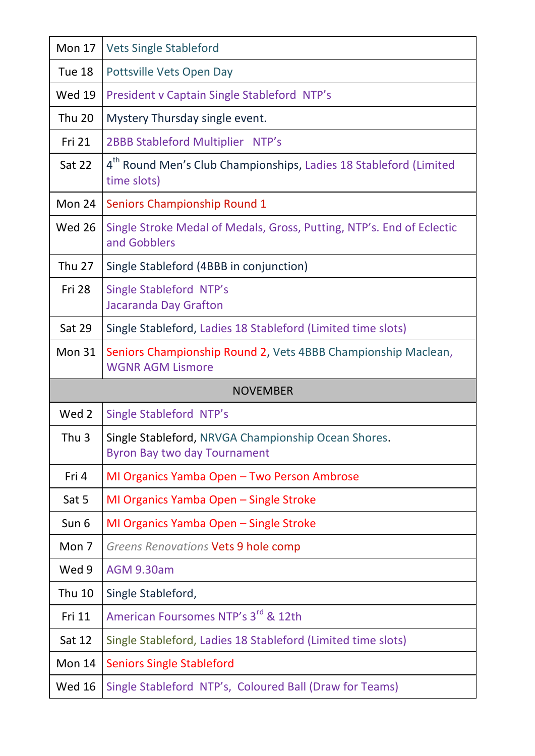| | |
|---|---|
| Mon 17 | Vets Single Stableford |
| Tue 18 | Pottsville Vets Open Day |
| Wed 19 | President v Captain Single Stableford NTP's |
| Thu 20 | Mystery Thursday single event. |
| Fri 21 | 2BBB Stableford Multiplier NTP's |
| Sat 22 | 4th Round Men's Club Championships, Ladies 18 Stableford (Limited time slots) |
| Mon 24 | Seniors Championship Round 1 |
| Wed 26 | Single Stroke Medal of Medals, Gross, Putting, NTP's. End of Eclectic and Gobblers |
| Thu 27 | Single Stableford (4BBB in conjunction) |
| Fri 28 | Single Stableford NTP's<br>Jacaranda Day Grafton |
| Sat 29 | Single Stableford, Ladies 18 Stableford (Limited time slots) |
| Mon 31 | Seniors Championship Round 2, Vets 4BBB Championship Maclean, WGNR AGM Lismore |
| **NOVEMBER** | |
| Wed 2 | Single Stableford NTP's |
| Thu 3 | Single Stableford, NRVGA Championship Ocean Shores.<br>Byron Bay two day Tournament |
| Fri 4 | MI Organics Yamba Open – Two Person Ambrose |
| Sat 5 | MI Organics Yamba Open – Single Stroke |
| Sun 6 | MI Organics Yamba Open – Single Stroke |
| Mon 7 | *Greens Renovations* Vets 9 hole comp |
| Wed 9 | AGM 9.30am |
| Thu 10 | Single Stableford, |
| Fri 11 | American Foursomes NTP's 3rd & 12th |
| Sat 12 | Single Stableford, Ladies 18 Stableford (Limited time slots) |
| Mon 14 | Seniors Single Stableford |
| Wed 16 | Single Stableford NTP's, Coloured Ball (Draw for Teams) |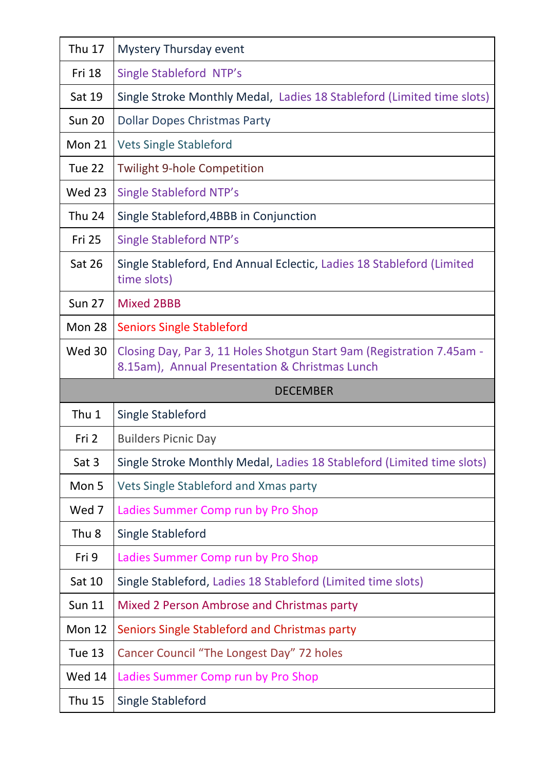| | |
|---|---|
| Thu 17 | Mystery Thursday event |
| Fri 18 | Single Stableford NTP's |
| Sat 19 | Single Stroke Monthly Medal, Ladies 18 Stableford (Limited time slots) |
| Sun 20 | Dollar Dopes Christmas Party |
| Mon 21 | Vets Single Stableford |
| Tue 22 | Twilight 9-hole Competition |
| Wed 23 | Single Stableford NTP's |
| Thu 24 | Single Stableford,4BBB in Conjunction |
| Fri 25 | Single Stableford NTP's |
| Sat 26 | Single Stableford, End Annual Eclectic, Ladies 18 Stableford (Limited time slots) |
| Sun 27 | Mixed 2BBB |
| Mon 28 | Seniors Single Stableford |
| Wed 30 | Closing Day, Par 3, 11 Holes Shotgun Start 9am (Registration 7.45am - 8.15am), Annual Presentation & Christmas Lunch |
| **DECEMBER** | |
| Thu 1 | Single Stableford |
| Fri 2 | Builders Picnic Day |
| Sat 3 | Single Stroke Monthly Medal, Ladies 18 Stableford (Limited time slots) |
| Mon 5 | Vets Single Stableford and Xmas party |
| Wed 7 | Ladies Summer Comp run by Pro Shop |
| Thu 8 | Single Stableford |
| Fri 9 | Ladies Summer Comp run by Pro Shop |
| Sat 10 | Single Stableford, Ladies 18 Stableford (Limited time slots) |
| Sun 11 | Mixed 2 Person Ambrose and Christmas party |
| Mon 12 | Seniors Single Stableford and Christmas party |
| Tue 13 | Cancer Council "The Longest Day" 72 holes |
| Wed 14 | Ladies Summer Comp run by Pro Shop |
| Thu 15 | Single Stableford |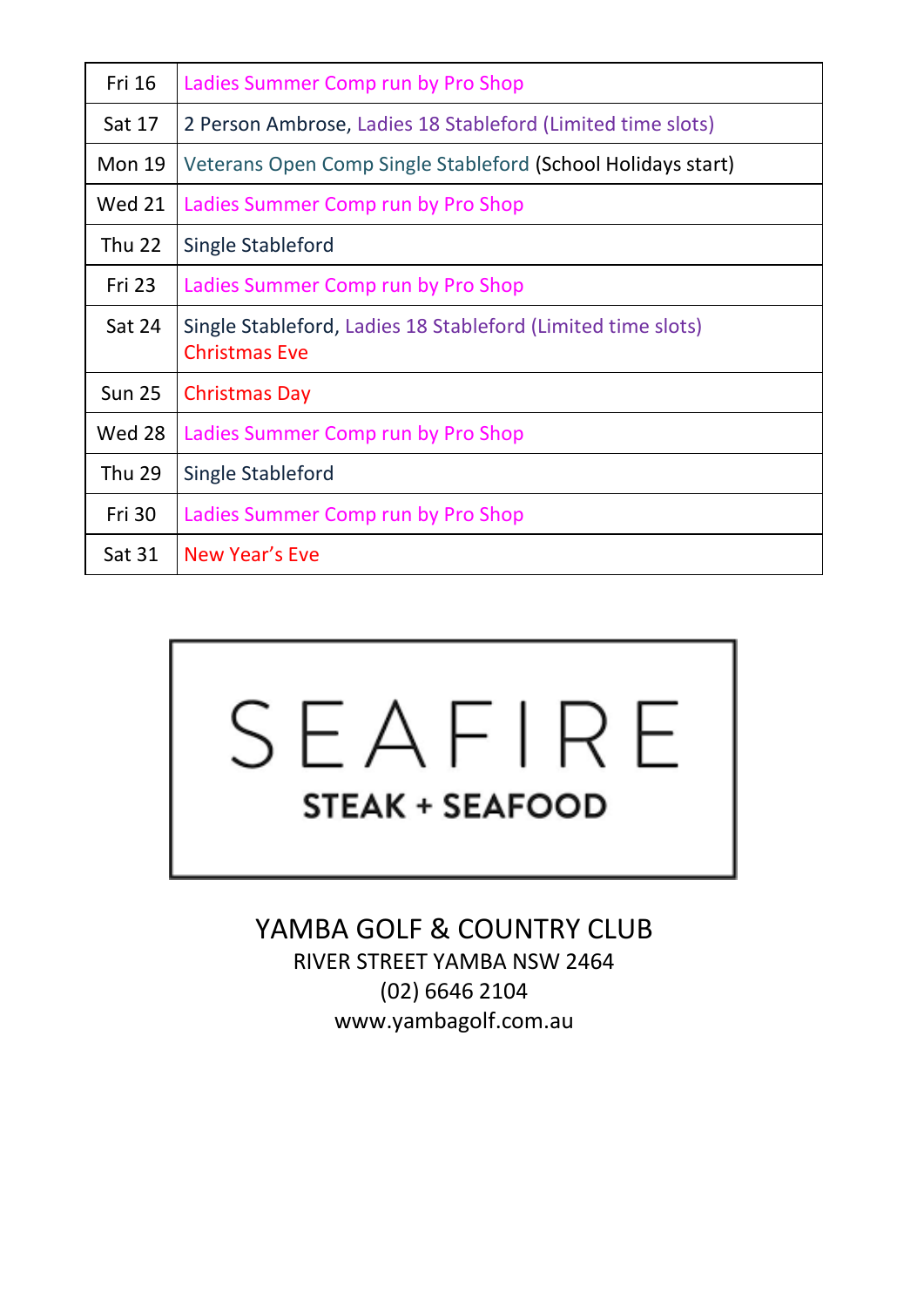| | |
|---|---|
| Fri 16 | Ladies Summer Comp run by Pro Shop |
| Sat 17 | 2 Person Ambrose, Ladies 18 Stableford (Limited time slots) |
| Mon 19 | Veterans Open Comp Single Stableford (School Holidays start) |
| Wed 21 | Ladies Summer Comp run by Pro Shop |
| Thu 22 | Single Stableford |
| Fri 23 | Ladies Summer Comp run by Pro Shop |
| Sat 24 | Single Stableford, Ladies 18 Stableford (Limited time slots) Christmas Eve |
| Sun 25 | Christmas Day |
| Wed 28 | Ladies Summer Comp run by Pro Shop |
| Thu 29 | Single Stableford |
| Fri 30 | Ladies Summer Comp run by Pro Shop |
| Sat 31 | New Year's Eve |

SEAFIRE

**STEAK + SEAFOOD**

YAMBA GOLF & COUNTRY CLUB

RIVER STREET YAMBA NSW 2464

(02) 6646 2104

www.yambagolf.com.au